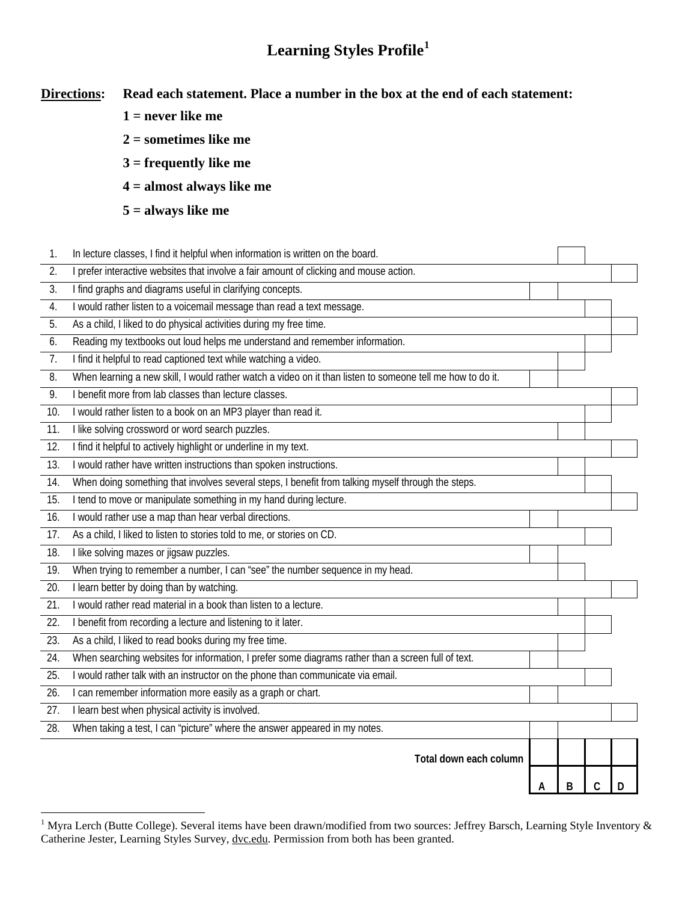# Learning Styles Profile[1]

**Directions:** **Read each statement. Place a number in the box at the end of each statement:**

**1 = never like me**

**2 = sometimes like me**

**3 = frequently like me**

**4 = almost always like me**

**5 = always like me**

| # | Statement | A | B | C | D |
|---|---|---|---|---|---|
| 1. | In lecture classes, I find it helpful when information is written on the board. | | ☐ | | |
| 2. | I prefer interactive websites that involve a fair amount of clicking and mouse action. | | | | ☐ |
| 3. | I find graphs and diagrams useful in clarifying concepts. | ☐ | | | |
| 4. | I would rather listen to a voicemail message than read a text message. | | | ☐ | |
| 5. | As a child, I liked to do physical activities during my free time. | | | | ☐ |
| 6. | Reading my textbooks out loud helps me understand and remember information. | | | ☐ | |
| 7. | I find it helpful to read captioned text while watching a video. | | ☐ | | |
| 8. | When learning a new skill, I would rather watch a video on it than listen to someone tell me how to do it. | ☐ | | | |
| 9. | I benefit more from lab classes than lecture classes. | | | | ☐ |
| 10. | I would rather listen to a book on an MP3 player than read it. | | | ☐ | |
| 11. | I like solving crossword or word search puzzles. | | ☐ | | |
| 12. | I find it helpful to actively highlight or underline in my text. | | | | ☐ |
| 13. | I would rather have written instructions than spoken instructions. | | ☐ | | |
| 14. | When doing something that involves several steps, I benefit from talking myself through the steps. | | | ☐ | |
| 15. | I tend to move or manipulate something in my hand during lecture. | | | | ☐ |
| 16. | I would rather use a map than hear verbal directions. | ☐ | | | |
| 17. | As a child, I liked to listen to stories told to me, or stories on CD. | | | ☐ | |
| 18. | I like solving mazes or jigsaw puzzles. | ☐ | | | |
| 19. | When trying to remember a number, I can "see" the number sequence in my head. | | ☐ | | |
| 20. | I learn better by doing than by watching. | | | | ☐ |
| 21. | I would rather read material in a book than listen to a lecture. | | ☐ | | |
| 22. | I benefit from recording a lecture and listening to it later. | | | ☐ | |
| 23. | As a child, I liked to read books during my free time. | | ☐ | | |
| 24. | When searching websites for information, I prefer some diagrams rather than a screen full of text. | ☐ | | | |
| 25. | I would rather talk with an instructor on the phone than communicate via email. | | | ☐ | |
| 26. | I can remember information more easily as a graph or chart. | ☐ | | | |
| 27. | I learn best when physical activity is involved. | | | | ☐ |
| 28. | When taking a test, I can "picture" where the answer appeared in my notes. | ☐ | | | |
| | **Total down each column** | | | | |
| | | **A** | **B** | **C** | **D** |

[1] Myra Lerch (Butte College). Several items have been drawn/modified from two sources: Jeffrey Barsch, Learning Style Inventory & Catherine Jester, Learning Styles Survey, dvc.edu. Permission from both has been granted.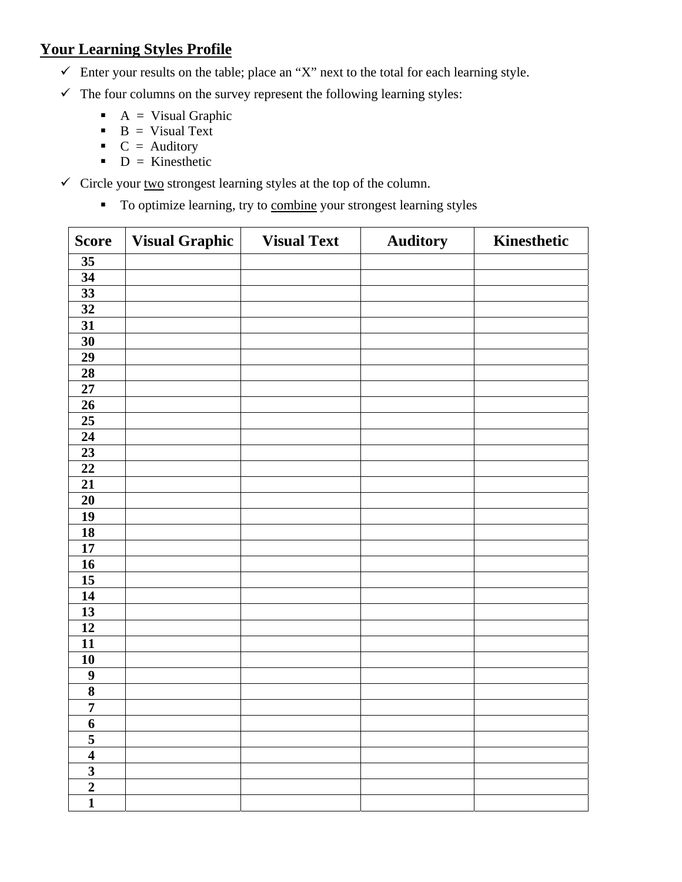## Your Learning Styles Profile

- ✓ Enter your results on the table; place an "X" next to the total for each learning style.
- ✓ The four columns on the survey represent the following learning styles:
  - A = Visual Graphic
  - B = Visual Text
  - C = Auditory
  - D = Kinesthetic
- ✓ Circle your two strongest learning styles at the top of the column.
  - To optimize learning, try to combine your strongest learning styles

| Score | Visual Graphic | Visual Text | Auditory | Kinesthetic |
|---|---|---|---|---|
| 35 | | | | |
| 34 | | | | |
| 33 | | | | |
| 32 | | | | |
| 31 | | | | |
| 30 | | | | |
| 29 | | | | |
| 28 | | | | |
| 27 | | | | |
| 26 | | | | |
| 25 | | | | |
| 24 | | | | |
| 23 | | | | |
| 22 | | | | |
| 21 | | | | |
| 20 | | | | |
| 19 | | | | |
| 18 | | | | |
| 17 | | | | |
| 16 | | | | |
| 15 | | | | |
| 14 | | | | |
| 13 | | | | |
| 12 | | | | |
| 11 | | | | |
| 10 | | | | |
| 9 | | | | |
| 8 | | | | |
| 7 | | | | |
| 6 | | | | |
| 5 | | | | |
| 4 | | | | |
| 3 | | | | |
| 2 | | | | |
| 1 | | | | |